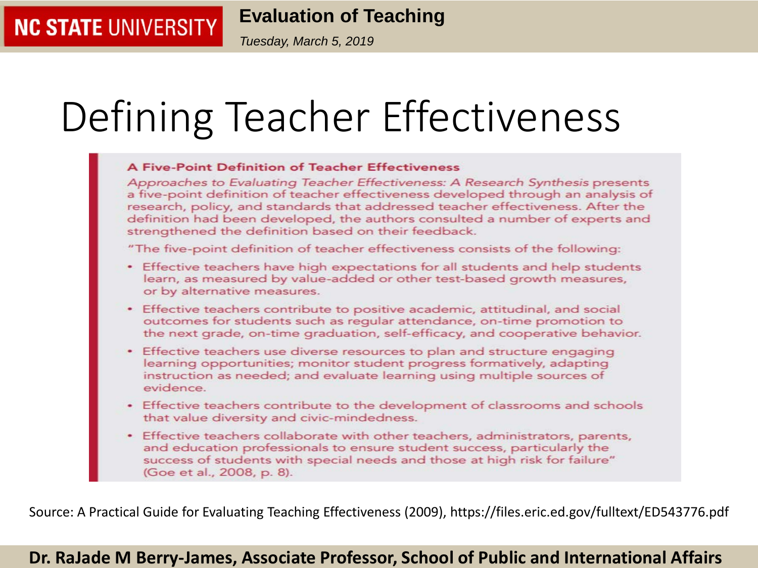**Evaluation of Teaching**

*Tuesday, March 5, 2019*

# Defining Teacher Effectiveness

### A Five-Point Definition of Teacher Effectiveness

*Approaches to Evaluating Teacher Effectiveness: A Research Synthesis* presents a five-point definition of teacher effectiveness developed through an analysis of research, policy, and standards that addressed teacher effectiveness. After the definition had been developed, the authors consulted a number of experts and strengthened the definition based on their feedback.

"The five-point definition of teacher effectiveness consists of the following:

- Effective teachers have high expectations for all students and help students learn, as measured by value-added or other test-based growth measures, or by alternative measures.
- Effective teachers contribute to positive academic, attitudinal, and social outcomes for students such as regular attendance, on-time promotion to the next grade, on-time graduation, self-efficacy, and cooperative behavior.
- Effective teachers use diverse resources to plan and structure engaging learning opportunities; monitor student progress formatively, adapting instruction as needed; and evaluate learning using multiple sources of evidence.
- Effective teachers contribute to the development of classrooms and schools that value diversity and civic-mindedness.
- Effective teachers collaborate with other teachers, administrators, parents, and education professionals to ensure student success, particularly the success of students with special needs and those at high risk for failure" (Goe et al., 2008, p. 8).

Source: A Practical Guide for Evaluating Teaching Effectiveness (2009), https://files.eric.ed.gov/fulltext/ED543776.pdf

**Dr. RaJade M Berry-James, Associate Professor, School of Public and International Affairs**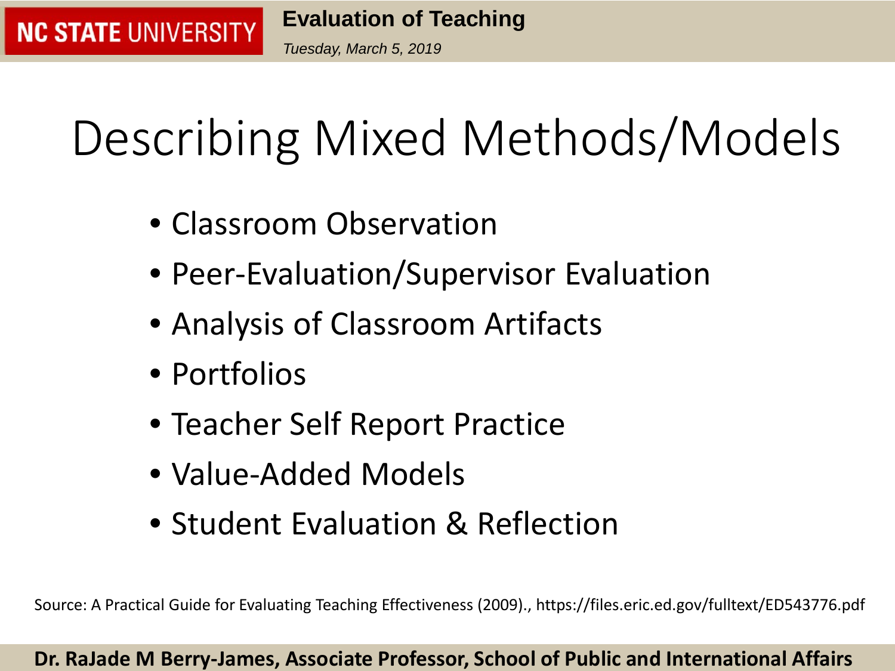# Describing Mixed Methods/Models

- Classroom Observation
- Peer-Evaluation/Supervisor Evaluation
- Analysis of Classroom Artifacts
- Portfolios
- Teacher Self Report Practice
- Value-Added Models
- Student Evaluation & Reflection

Source: A Practical Guide for Evaluating Teaching Effectiveness (2009)., https://files.eric.ed.gov/fulltext/ED543776.pdf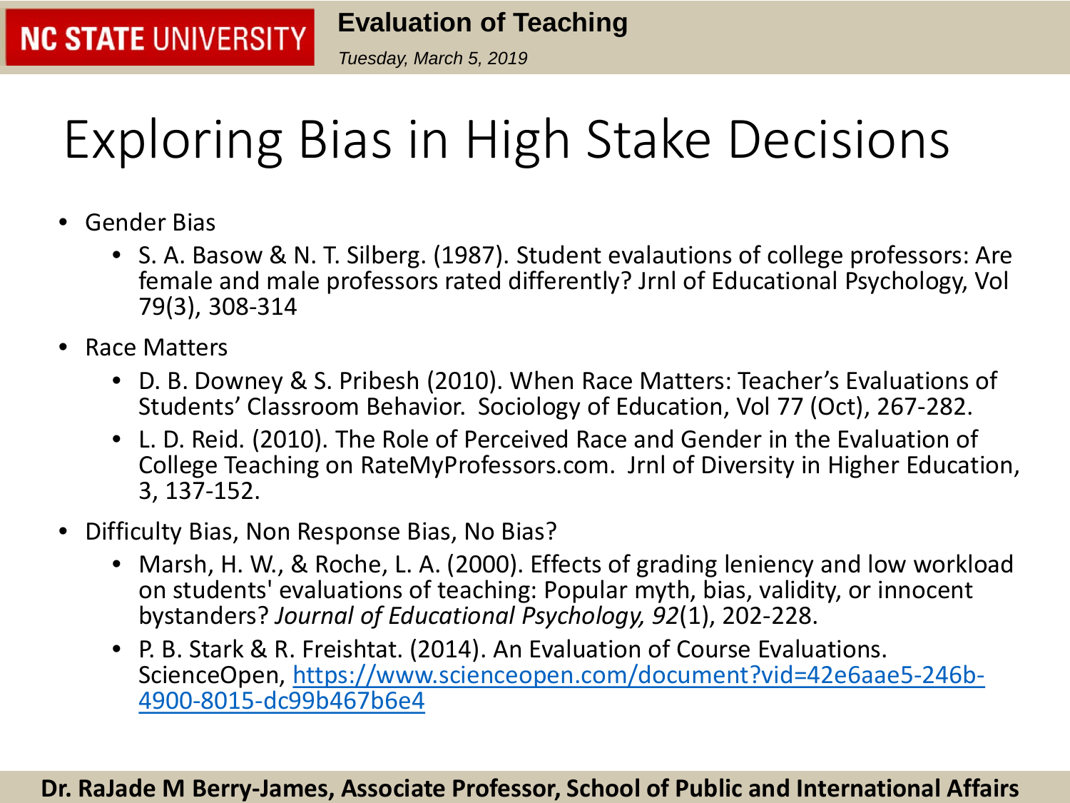# Exploring Bias in High Stake Decisions

- Gender Bias
  - S. A. Basow & N. T. Silberg. (1987). Student evalautions of college professors: Are female and male professors rated differently? Jrnl of Educational Psychology, Vol 79(3), 308-314
- Race Matters
  - D. B. Downey & S. Pribesh (2010). When Race Matters: Teacher's Evaluations of Students' Classroom Behavior. Sociology of Education, Vol 77 (Oct), 267-282.
  - L. D. Reid. (2010). The Role of Perceived Race and Gender in the Evaluation of College Teaching on RateMyProfessors.com. Jrnl of Diversity in Higher Education, 3, 137-152.
- Difficulty Bias, Non Response Bias, No Bias?
  - Marsh, H. W., & Roche, L. A. (2000). Effects of grading leniency and low workload on students' evaluations of teaching: Popular myth, bias, validity, or innocent bystanders? *Journal of Educational Psychology, 92*(1), 202-228.
  - P. B. Stark & R. Freishtat. (2014). An Evaluation of Course Evaluations. ScienceOpen, [https://www.scienceopen.com/document?vid=42e6aae5-246b-4900-8015-dc99b467b6e4](https://www.scienceopen.com/document?vid=42e6aae5-246b-4900-8015-dc99b467b6e4)

**Dr. RaJade M Berry-James, Associate Professor, School of Public and International Affairs**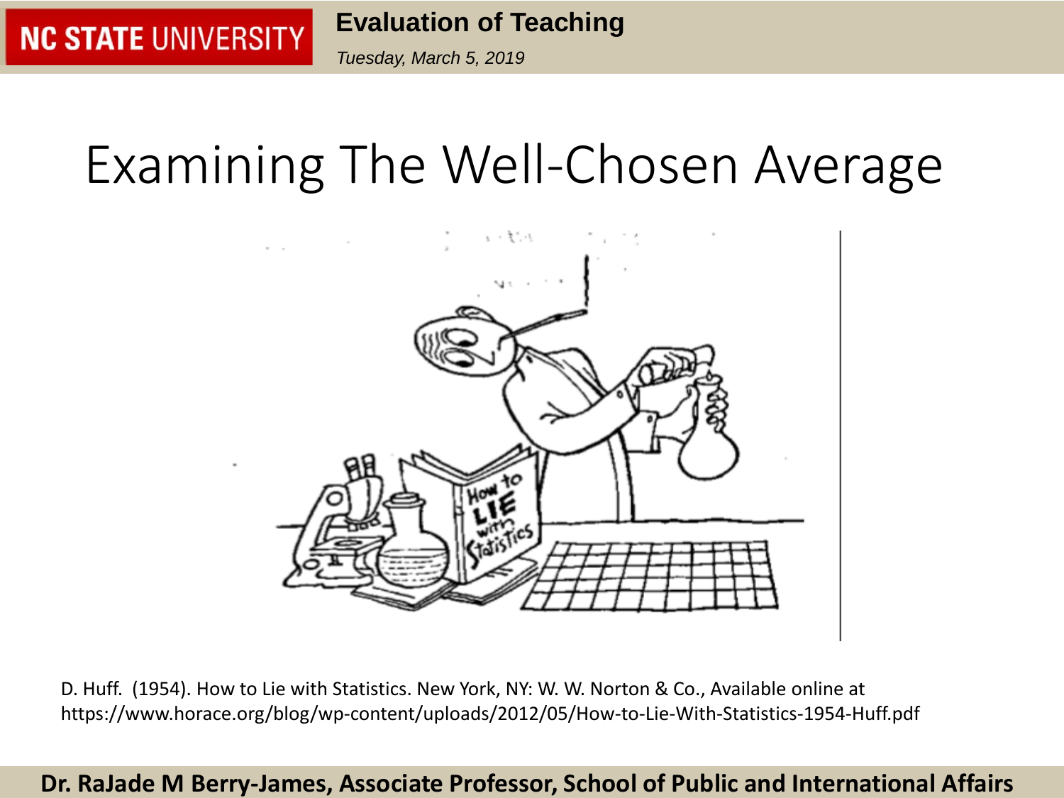# Examining The Well-Chosen Average

D. Huff. (1954). How to Lie with Statistics. New York, NY: W. W. Norton & Co., Available online at https://www.horace.org/blog/wp-content/uploads/2012/05/How-to-Lie-With-Statistics-1954-Huff.pdf